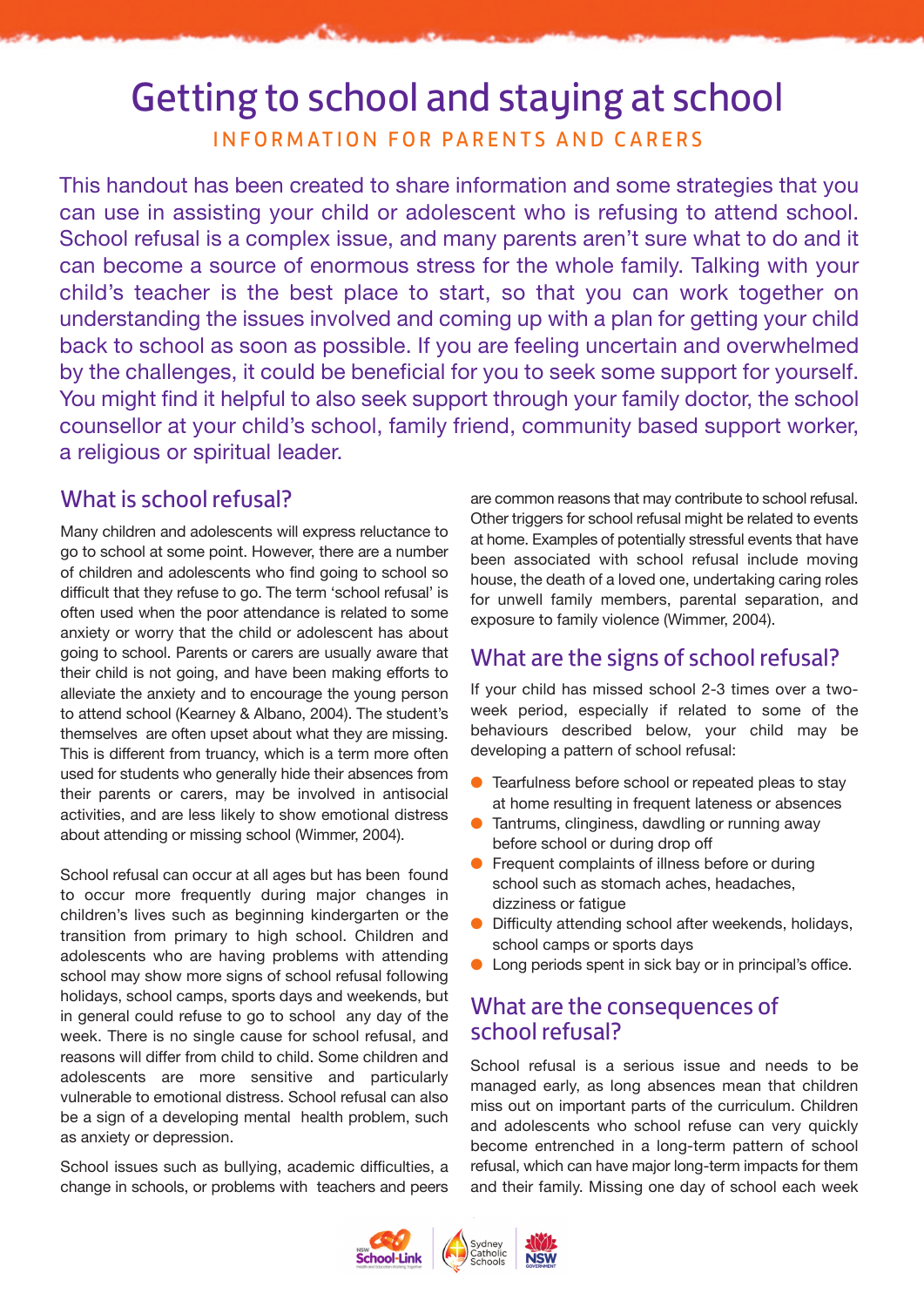# Getting to school and staying at school

INFORMATION FOR PARENTS AND CARERS

This handout has been created to share information and some strategies that you can use in assisting your child or adolescent who is refusing to attend school. School refusal is a complex issue, and many parents aren't sure what to do and it can become a source of enormous stress for the whole family. Talking with your child's teacher is the best place to start, so that you can work together on understanding the issues involved and coming up with a plan for getting your child back to school as soon as possible. If you are feeling uncertain and overwhelmed by the challenges, it could be beneficial for you to seek some support for yourself. You might find it helpful to also seek support through your family doctor, the school counsellor at your child's school, family friend, community based support worker, a religious or spiritual leader.

## What is school refusal?

Many children and adolescents will express reluctance to go to school at some point. However, there are a number of children and adolescents who find going to school so difficult that they refuse to go. The term 'school refusal' is often used when the poor attendance is related to some anxiety or worry that the child or adolescent has about going to school. Parents or carers are usually aware that their child is not going, and have been making efforts to alleviate the anxiety and to encourage the young person to attend school (Kearney & Albano, 2004). The student's themselves are often upset about what they are missing. This is different from truancy, which is a term more often used for students who generally hide their absences from their parents or carers, may be involved in antisocial activities, and are less likely to show emotional distress about attending or missing school (Wimmer, 2004).

School refusal can occur at all ages but has been found to occur more frequently during major changes in children's lives such as beginning kindergarten or the transition from primary to high school. Children and adolescents who are having problems with attending school may show more signs of school refusal following holidays, school camps, sports days and weekends, but in general could refuse to go to school any day of the week. There is no single cause for school refusal, and reasons will differ from child to child. Some children and adolescents are more sensitive and particularly vulnerable to emotional distress. School refusal can also be a sign of a developing mental health problem, such as anxiety or depression.

School issues such as bullying, academic difficulties, a change in schools, or problems with teachers and peers are common reasons that may contribute to school refusal. Other triggers for school refusal might be related to events at home. Examples of potentially stressful events that have been associated with school refusal include moving house, the death of a loved one, undertaking caring roles for unwell family members, parental separation, and exposure to family violence (Wimmer, 2004).

## What are the signs of school refusal?

If your child has missed school 2-3 times over a two-week period, especially if related to some of the behaviours described below, your child may be developing a pattern of school refusal:

- Tearfulness before school or repeated pleas to stay at home resulting in frequent lateness or absences
- Tantrums, clinginess, dawdling or running away before school or during drop off
- Frequent complaints of illness before or during school such as stomach aches, headaches, dizziness or fatigue
- Difficulty attending school after weekends, holidays, school camps or sports days
- Long periods spent in sick bay or in principal's office.

## What are the consequences of school refusal?

School refusal is a serious issue and needs to be managed early, as long absences mean that children miss out on important parts of the curriculum. Children and adolescents who school refuse can very quickly become entrenched in a long-term pattern of school refusal, which can have major long-term impacts for them and their family. Missing one day of school each week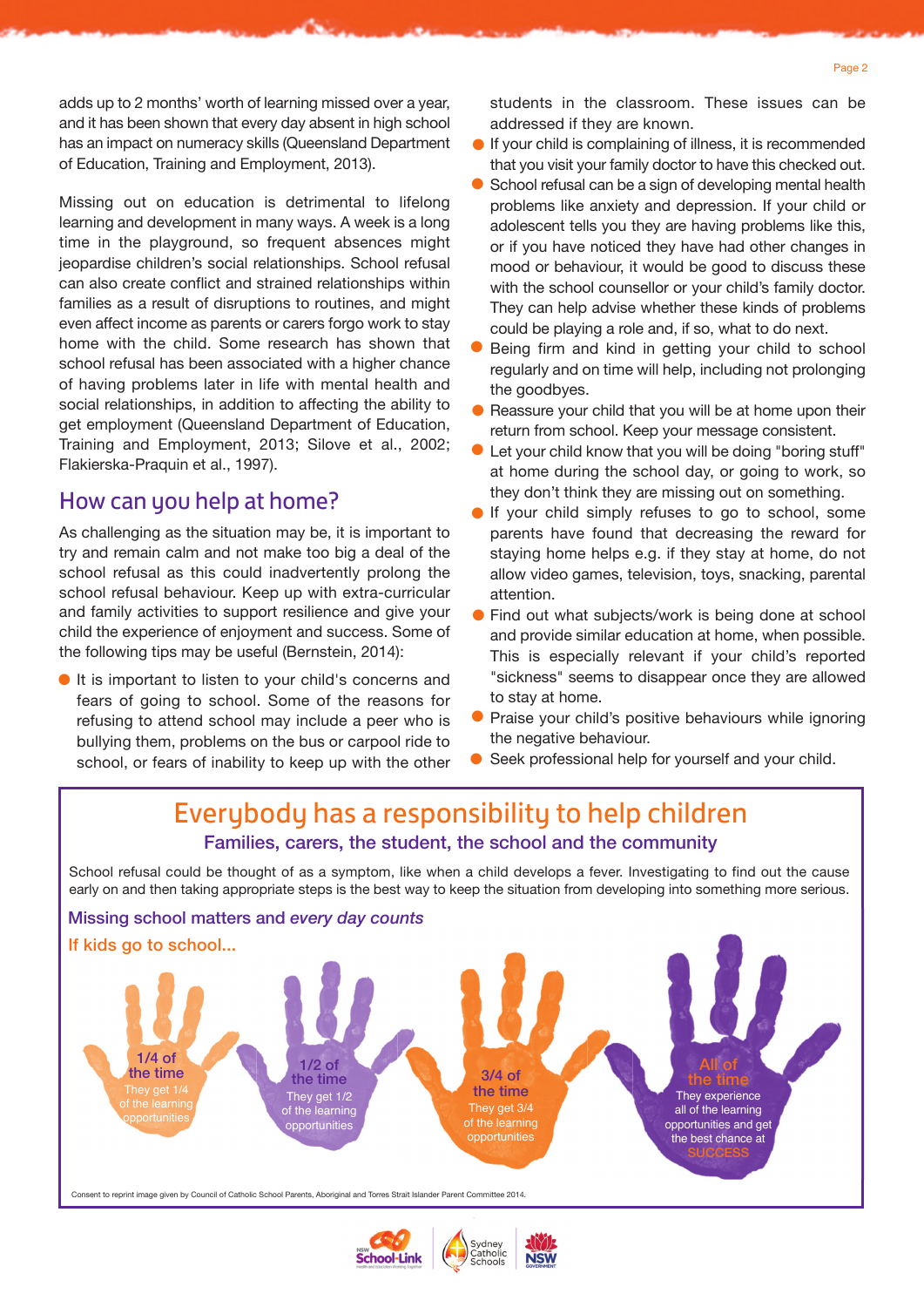adds up to 2 months' worth of learning missed over a year, and it has been shown that every day absent in high school has an impact on numeracy skills (Queensland Department of Education, Training and Employment, 2013).

Missing out on education is detrimental to lifelong learning and development in many ways. A week is a long time in the playground, so frequent absences might jeopardise children's social relationships. School refusal can also create conflict and strained relationships within families as a result of disruptions to routines, and might even affect income as parents or carers forgo work to stay home with the child. Some research has shown that school refusal has been associated with a higher chance of having problems later in life with mental health and social relationships, in addition to affecting the ability to get employment (Queensland Department of Education, Training and Employment, 2013; Silove et al., 2002; Flakierska-Praquin et al., 1997).

## How can you help at home?

As challenging as the situation may be, it is important to try and remain calm and not make too big a deal of the school refusal as this could inadvertently prolong the school refusal behaviour. Keep up with extra-curricular and family activities to support resilience and give your child the experience of enjoyment and success. Some of the following tips may be useful (Bernstein, 2014):

- It is important to listen to your child's concerns and fears of going to school. Some of the reasons for refusing to attend school may include a peer who is bullying them, problems on the bus or carpool ride to school, or fears of inability to keep up with the other students in the classroom. These issues can be addressed if they are known.
- If your child is complaining of illness, it is recommended that you visit your family doctor to have this checked out.
- School refusal can be a sign of developing mental health problems like anxiety and depression. If your child or adolescent tells you they are having problems like this, or if you have noticed they have had other changes in mood or behaviour, it would be good to discuss these with the school counsellor or your child's family doctor. They can help advise whether these kinds of problems could be playing a role and, if so, what to do next.
- Being firm and kind in getting your child to school regularly and on time will help, including not prolonging the goodbyes.
- Reassure your child that you will be at home upon their return from school. Keep your message consistent.
- Let your child know that you will be doing "boring stuff" at home during the school day, or going to work, so they don't think they are missing out on something.
- If your child simply refuses to go to school, some parents have found that decreasing the reward for staying home helps e.g. if they stay at home, do not allow video games, television, toys, snacking, parental attention.
- Find out what subjects/work is being done at school and provide similar education at home, when possible. This is especially relevant if your child's reported "sickness" seems to disappear once they are allowed to stay at home.
- Praise your child's positive behaviours while ignoring the negative behaviour.
- Seek professional help for yourself and your child.

## Everybody has a responsibility to help children

### Families, carers, the student, the school and the community

School refusal could be thought of as a symptom, like when a child develops a fever. Investigating to find out the cause early on and then taking appropriate steps is the best way to keep the situation from developing into something more serious.

**Missing school matters and *every day counts***

**If kids go to school...**

- **1/4 of the time** – They get 1/4 of the learning opportunities
- **1/2 of the time** – They get 1/2 of the learning opportunities
- **3/4 of the time** – They get 3/4 of the learning opportunities
- **All of the time** – They experience all of the learning opportunities and get the best chance at **SUCCESS**

Consent to reprint image given by Council of Catholic School Parents, Aboriginal and Torres Strait Islander Parent Committee 2014.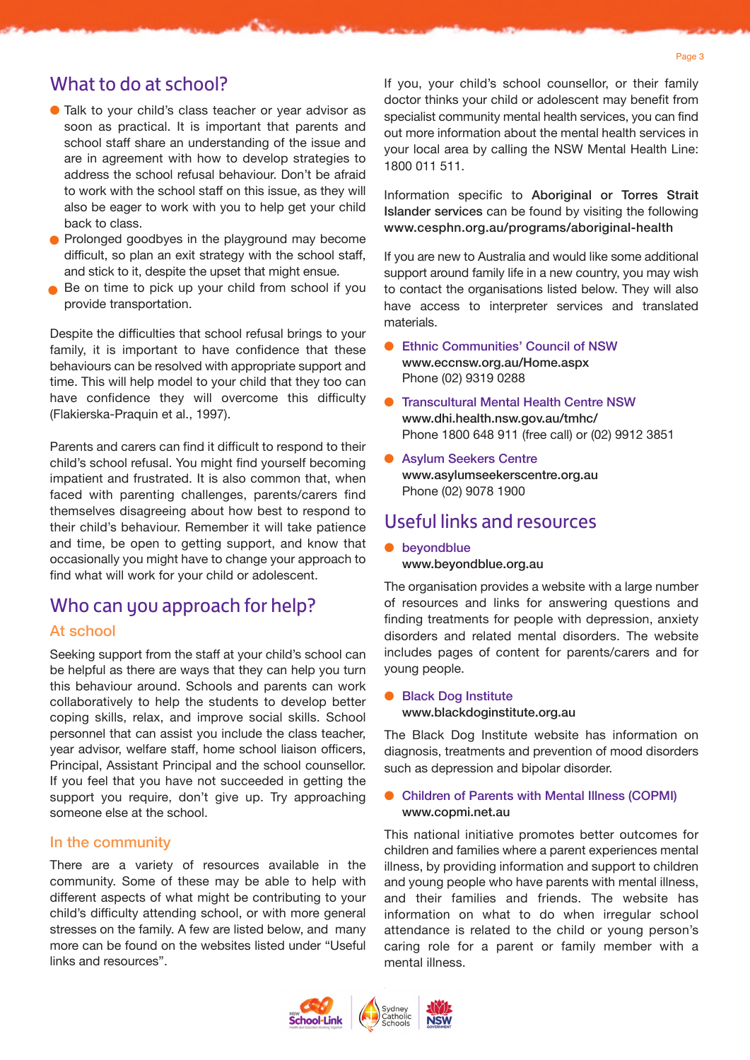## What to do at school?

- Talk to your child's class teacher or year advisor as soon as practical. It is important that parents and school staff share an understanding of the issue and are in agreement with how to develop strategies to address the school refusal behaviour. Don't be afraid to work with the school staff on this issue, as they will also be eager to work with you to help get your child back to class.
- Prolonged goodbyes in the playground may become difficult, so plan an exit strategy with the school staff, and stick to it, despite the upset that might ensue.
- Be on time to pick up your child from school if you provide transportation.

Despite the difficulties that school refusal brings to your family, it is important to have confidence that these behaviours can be resolved with appropriate support and time. This will help model to your child that they too can have confidence they will overcome this difficulty (Flakierska-Praquin et al., 1997).

Parents and carers can find it difficult to respond to their child's school refusal. You might find yourself becoming impatient and frustrated. It is also common that, when faced with parenting challenges, parents/carers find themselves disagreeing about how best to respond to their child's behaviour. Remember it will take patience and time, be open to getting support, and know that occasionally you might have to change your approach to find what will work for your child or adolescent.

## Who can you approach for help?

### At school

Seeking support from the staff at your child's school can be helpful as there are ways that they can help you turn this behaviour around. Schools and parents can work collaboratively to help the students to develop better coping skills, relax, and improve social skills. School personnel that can assist you include the class teacher, year advisor, welfare staff, home school liaison officers, Principal, Assistant Principal and the school counsellor. If you feel that you have not succeeded in getting the support you require, don't give up. Try approaching someone else at the school.

### In the community

There are a variety of resources available in the community. Some of these may be able to help with different aspects of what might be contributing to your child's difficulty attending school, or with more general stresses on the family. A few are listed below, and many more can be found on the websites listed under "Useful links and resources".

If you, your child's school counsellor, or their family doctor thinks your child or adolescent may benefit from specialist community mental health services, you can find out more information about the mental health services in your local area by calling the NSW Mental Health Line: 1800 011 511.

Information specific to **Aboriginal or Torres Strait Islander services** can be found by visiting the following **www.cesphn.org.au/programs/aboriginal-health**

If you are new to Australia and would like some additional support around family life in a new country, you may wish to contact the organisations listed below. They will also have access to interpreter services and translated materials.

- **Ethnic Communities' Council of NSW**
  **www.eccnsw.org.au/Home.aspx**
  Phone (02) 9319 0288
- **Transcultural Mental Health Centre NSW**
  **www.dhi.health.nsw.gov.au/tmhc/**
  Phone 1800 648 911 (free call) or (02) 9912 3851
- **Asylum Seekers Centre**
  **www.asylumseekerscentre.org.au**
  Phone (02) 9078 1900

## Useful links and resources

- **beyondblue**
  **www.beyondblue.org.au**

The organisation provides a website with a large number of resources and links for answering questions and finding treatments for people with depression, anxiety disorders and related mental disorders. The website includes pages of content for parents/carers and for young people.

- **Black Dog Institute**
  **www.blackdoginstitute.org.au**

The Black Dog Institute website has information on diagnosis, treatments and prevention of mood disorders such as depression and bipolar disorder.

- **Children of Parents with Mental Illness (COPMI)**
  **www.copmi.net.au**

This national initiative promotes better outcomes for children and families where a parent experiences mental illness, by providing information and support to children and young people who have parents with mental illness, and their families and friends. The website has information on what to do when irregular school attendance is related to the child or young person's caring role for a parent or family member with a mental illness.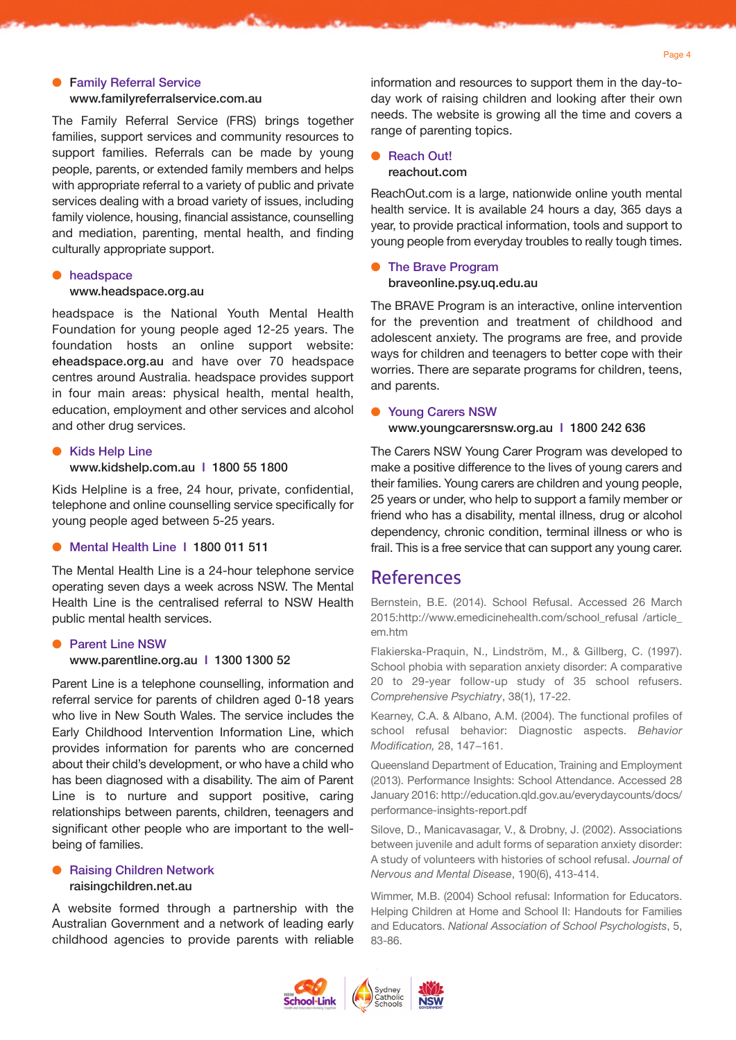- **Family Referral Service**
  **www.familyreferralservice.com.au**

The Family Referral Service (FRS) brings together families, support services and community resources to support families. Referrals can be made by young people, parents, or extended family members and helps with appropriate referral to a variety of public and private services dealing with a broad variety of issues, including family violence, housing, financial assistance, counselling and mediation, parenting, mental health, and finding culturally appropriate support.

- **headspace**
  **www.headspace.org.au**

headspace is the National Youth Mental Health Foundation for young people aged 12-25 years. The foundation hosts an online support website: **eheadspace.org.au** and have over 70 headspace centres around Australia. headspace provides support in four main areas: physical health, mental health, education, employment and other services and alcohol and other drug services.

- **Kids Help Line**
  **www.kidshelp.com.au | 1800 55 1800**

Kids Helpline is a free, 24 hour, private, confidential, telephone and online counselling service specifically for young people aged between 5-25 years.

- **Mental Health Line | 1800 011 511**

The Mental Health Line is a 24-hour telephone service operating seven days a week across NSW. The Mental Health Line is the centralised referral to NSW Health public mental health services.

- **Parent Line NSW**
  **www.parentline.org.au | 1300 1300 52**

Parent Line is a telephone counselling, information and referral service for parents of children aged 0-18 years who live in New South Wales. The service includes the Early Childhood Intervention Information Line, which provides information for parents who are concerned about their child's development, or who have a child who has been diagnosed with a disability. The aim of Parent Line is to nurture and support positive, caring relationships between parents, children, teenagers and significant other people who are important to the well-being of families.

- **Raising Children Network**
  **raisingchildren.net.au**

A website formed through a partnership with the Australian Government and a network of leading early childhood agencies to provide parents with reliable information and resources to support them in the day-to-day work of raising children and looking after their own needs. The website is growing all the time and covers a range of parenting topics.

- **Reach Out!**
  **reachout.com**

ReachOut.com is a large, nationwide online youth mental health service. It is available 24 hours a day, 365 days a year, to provide practical information, tools and support to young people from everyday troubles to really tough times.

- **The Brave Program**
  **braveonline.psy.uq.edu.au**

The BRAVE Program is an interactive, online intervention for the prevention and treatment of childhood and adolescent anxiety. The programs are free, and provide ways for children and teenagers to better cope with their worries. There are separate programs for children, teens, and parents.

- **Young Carers NSW**
  **www.youngcarersnsw.org.au | 1800 242 636**

The Carers NSW Young Carer Program was developed to make a positive difference to the lives of young carers and their families. Young carers are children and young people, 25 years or under, who help to support a family member or friend who has a disability, mental illness, drug or alcohol dependency, chronic condition, terminal illness or who is frail. This is a free service that can support any young carer.

## References

Bernstein, B.E. (2014). School Refusal. Accessed 26 March 2015:http://www.emedicinehealth.com/school_refusal /article_em.htm

Flakierska-Praquin, N., Lindström, M., & Gillberg, C. (1997). School phobia with separation anxiety disorder: A comparative 20 to 29-year follow-up study of 35 school refusers. *Comprehensive Psychiatry*, 38(1), 17-22.

Kearney, C.A. & Albano, A.M. (2004). The functional profiles of school refusal behavior: Diagnostic aspects. *Behavior Modification,* 28, 147–161.

Queensland Department of Education, Training and Employment (2013). Performance Insights: School Attendance. Accessed 28 January 2016: http://education.qld.gov.au/everydaycounts/docs/performance-insights-report.pdf

Silove, D., Manicavasagar, V., & Drobny, J. (2002). Associations between juvenile and adult forms of separation anxiety disorder: A study of volunteers with histories of school refusal. *Journal of Nervous and Mental Disease*, 190(6), 413-414.

Wimmer, M.B. (2004) School refusal: Information for Educators. Helping Children at Home and School II: Handouts for Families and Educators. *National Association of School Psychologists*, 5, 83-86.